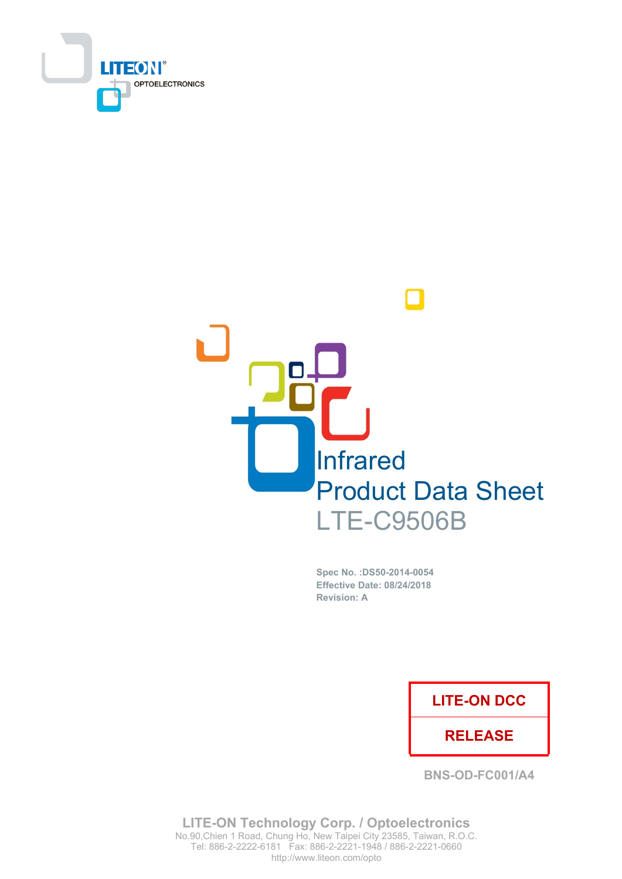LITEON® OPTOELECTRONICS

# Infrared Product Data Sheet

## LTE-C9506B

**Spec No. :DS50-2014-0054**
**Effective Date: 08/24/2018**
**Revision: A**

| LITE-ON DCC |
|---|
| RELEASE |

BNS-OD-FC001/A4

**LITE-ON Technology Corp. / Optoelectronics**
No.90,Chien 1 Road, Chung Ho, New Taipei City 23585, Taiwan, R.O.C.
Tel: 886-2-2222-6181 Fax: 886-2-2221-1948 / 886-2-2221-0660
http://www.liteon.com/opto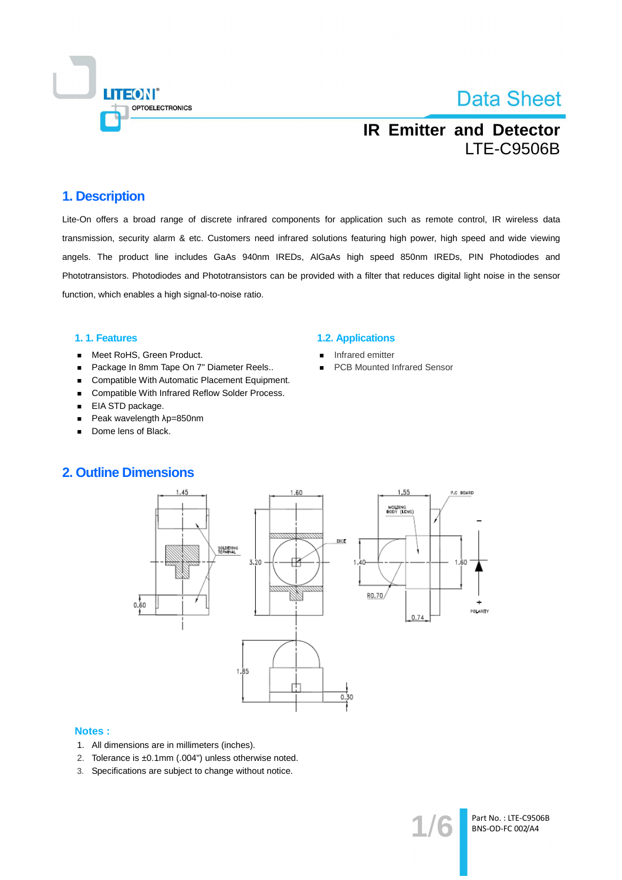Data Sheet

# IR Emitter and Detector

LTE-C9506B

## 1. Description

Lite-On offers a broad range of discrete infrared components for application such as remote control, IR wireless data transmission, security alarm & etc. Customers need infrared solutions featuring high power, high speed and wide viewing angels. The product line includes GaAs 940nm IREDs, AlGaAs high speed 850nm IREDs, PIN Photodiodes and Phototransistors. Photodiodes and Phototransistors can be provided with a filter that reduces digital light noise in the sensor function, which enables a high signal-to-noise ratio.

### 1. 1. Features

- Meet RoHS, Green Product.
- Package In 8mm Tape On 7" Diameter Reels..
- Compatible With Automatic Placement Equipment.
- Compatible With Infrared Reflow Solder Process.
- EIA STD package.
- Peak wavelength λp=850nm
- Dome lens of Black.

### 1.2. Applications

- Infrared emitter
- PCB Mounted Infrared Sensor

## 2. Outline Dimensions

### Notes :

1. All dimensions are in millimeters (inches).
2. Tolerance is ±0.1mm (.004") unless otherwise noted.
3. Specifications are subject to change without notice.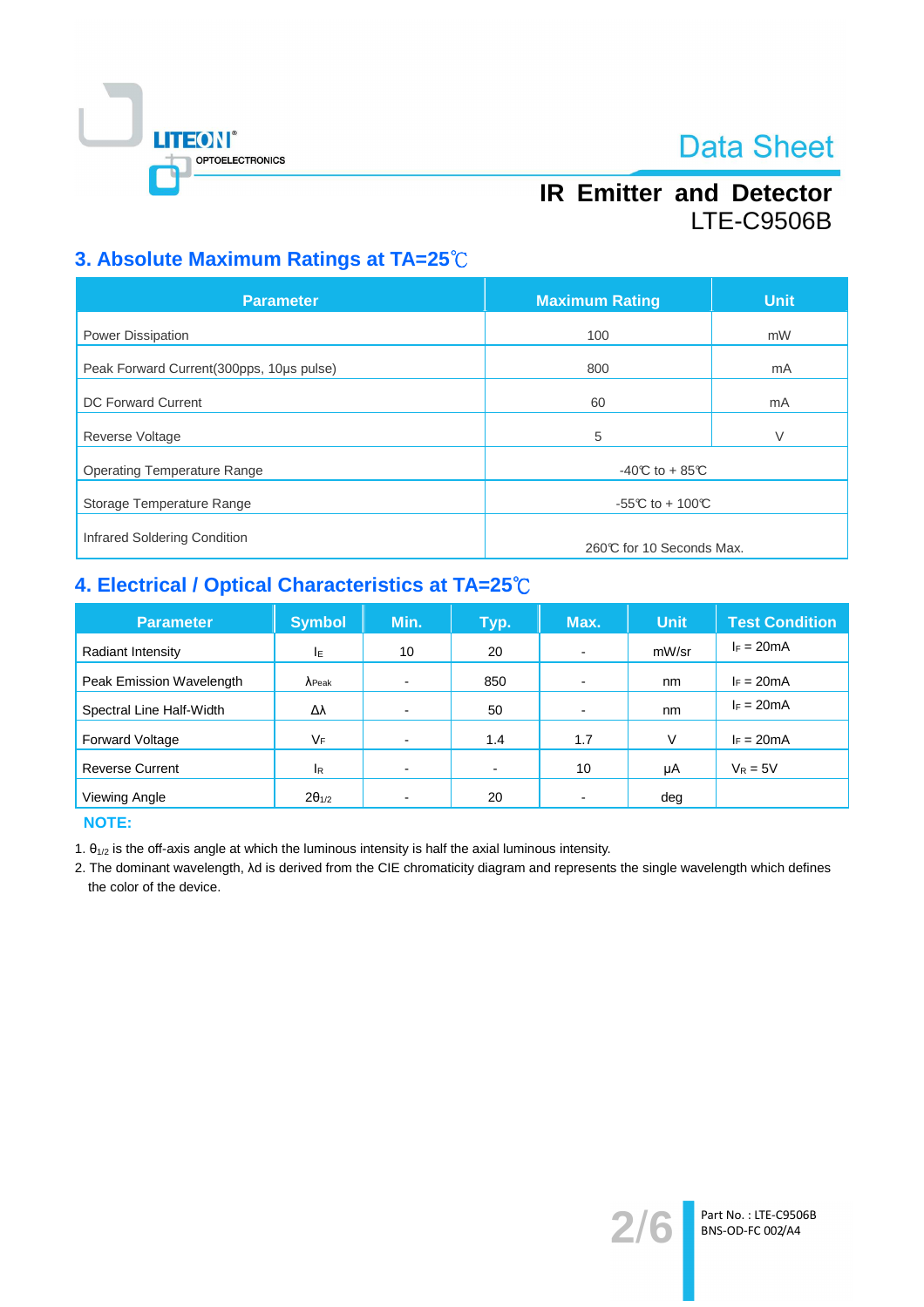## 3. Absolute Maximum Ratings at TA=25℃

| Parameter | Maximum Rating | Unit |
|---|---|---|
| Power Dissipation | 100 | mW |
| Peak Forward Current(300pps, 10μs pulse) | 800 | mA |
| DC Forward Current | 60 | mA |
| Reverse Voltage | 5 | V |
| Operating Temperature Range | -40℃ to + 85℃ | |
| Storage Temperature Range | -55℃ to + 100℃ | |
| Infrared Soldering Condition | 260℃ for 10 Seconds Max. | |

## 4. Electrical / Optical Characteristics at TA=25℃

| Parameter | Symbol | Min. | Typ. | Max. | Unit | Test Condition |
|---|---|---|---|---|---|---|
| Radiant Intensity | $I_E$ | 10 | 20 | - | mW/sr | $I_F$ = 20mA |
| Peak Emission Wavelength | $\lambda_{Peak}$ | - | 850 | - | nm | $I_F$ = 20mA |
| Spectral Line Half-Width | $\Delta\lambda$ | - | 50 | - | nm | $I_F$ = 20mA |
| Forward Voltage | $V_F$ | - | 1.4 | 1.7 | V | $I_F$ = 20mA |
| Reverse Current | $I_R$ | - | - | 10 | μA | $V_R$ = 5V |
| Viewing Angle | $2\theta_{1/2}$ | - | 20 | - | deg | |

**NOTE:**

1. $\theta_{1/2}$ is the off-axis angle at which the luminous intensity is half the axial luminous intensity.
2. The dominant wavelength, λd is derived from the CIE chromaticity diagram and represents the single wavelength which defines the color of the device.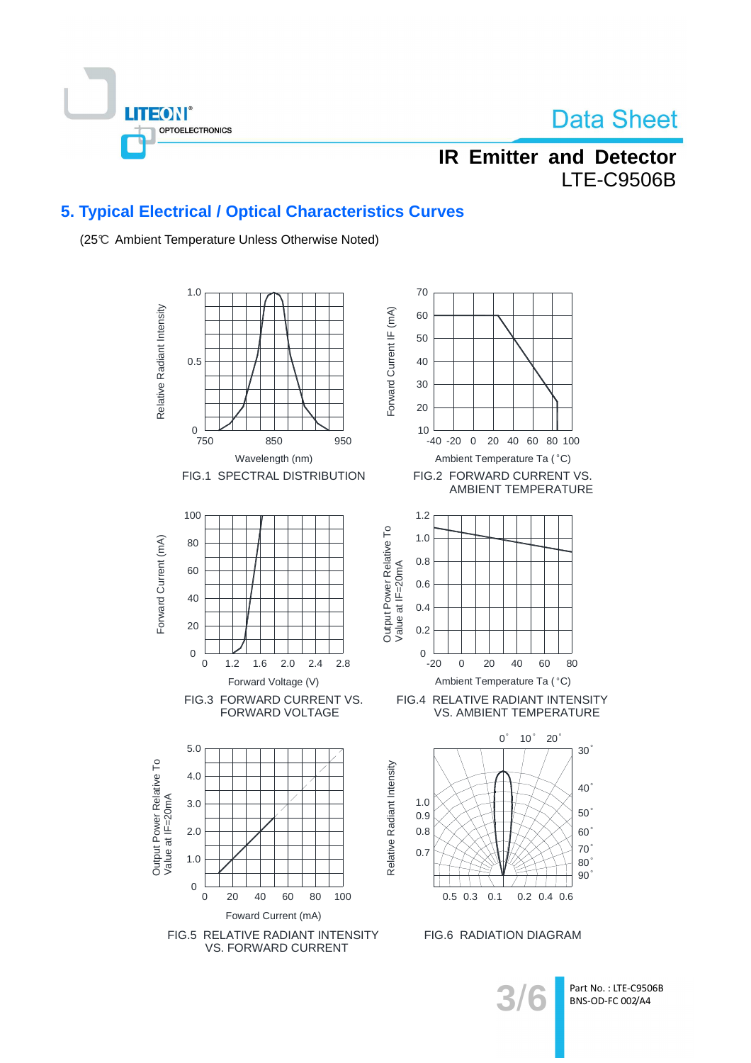## 5. Typical Electrical / Optical Characteristics Curves

(25℃ Ambient Temperature Unless Otherwise Noted)

FIG.1 SPECTRAL DISTRIBUTION

FIG.2 FORWARD CURRENT VS. AMBIENT TEMPERATURE

FIG.3 FORWARD CURRENT VS. FORWARD VOLTAGE

FIG.4 RELATIVE RADIANT INTENSITY VS. AMBIENT TEMPERATURE

FIG.5 RELATIVE RADIANT INTENSITY VS. FORWARD CURRENT

FIG.6 RADIATION DIAGRAM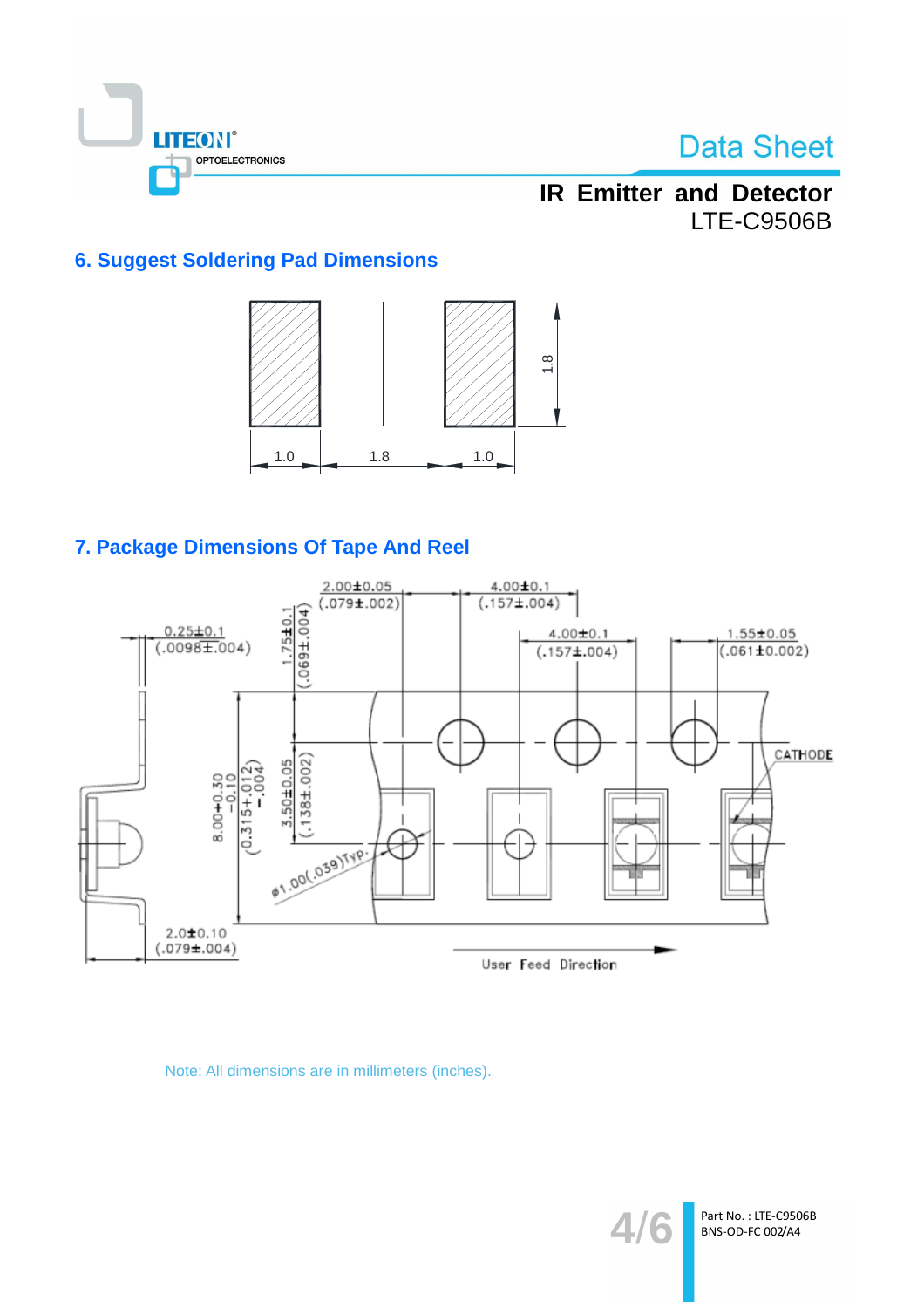## 6. Suggest Soldering Pad Dimensions

1.0 1.8 1.0

1.8

## 7. Package Dimensions Of Tape And Reel

2.00±0.05 (.079±.002)

4.00±0.1 (.157±.004)

0.25±0.1 (.0098±.004)

1.75±0.1 (.069±.004)

4.00±0.1 (.157±.004)

1.55±0.05 (.061±0.002)

CATHODE

8.00+0.30 −0.10 (0.315+.012 −.004)

3.50±0.05 (.138±.002)

ø1.00(.039)Typ.

2.0±0.10 (.079±.004)

User Feed Direction

Note: All dimensions are in millimeters (inches).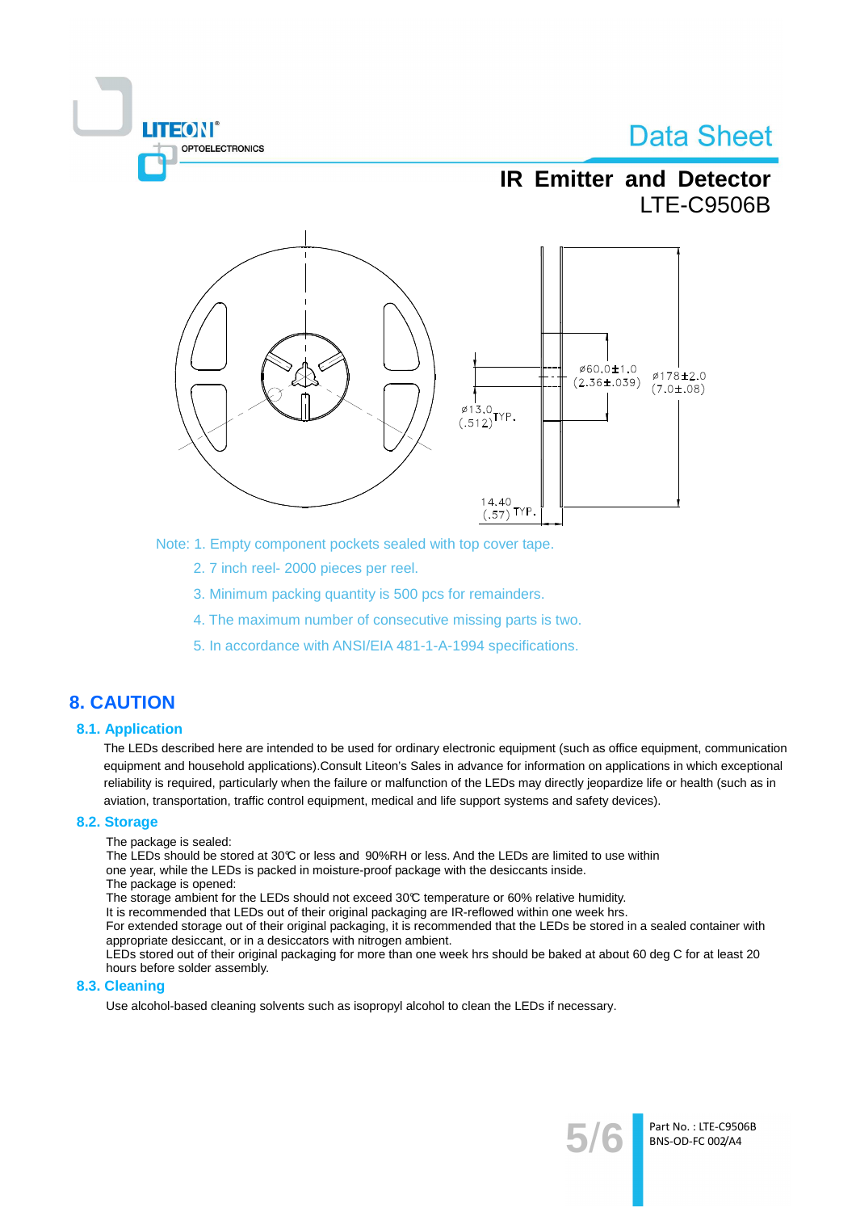Note: 1. Empty component pockets sealed with top cover tape.

2. 7 inch reel- 2000 pieces per reel.

3. Minimum packing quantity is 500 pcs for remainders.

4. The maximum number of consecutive missing parts is two.

5. In accordance with ANSI/EIA 481-1-A-1994 specifications.

# 8. CAUTION

## 8.1. Application

The LEDs described here are intended to be used for ordinary electronic equipment (such as office equipment, communication equipment and household applications).Consult Liteon's Sales in advance for information on applications in which exceptional reliability is required, particularly when the failure or malfunction of the LEDs may directly jeopardize life or health (such as in aviation, transportation, traffic control equipment, medical and life support systems and safety devices).

## 8.2. Storage

The package is sealed:
The LEDs should be stored at 30℃ or less and 90%RH or less. And the LEDs are limited to use within one year, while the LEDs is packed in moisture-proof package with the desiccants inside.
The package is opened:
The storage ambient for the LEDs should not exceed 30℃ temperature or 60% relative humidity.
It is recommended that LEDs out of their original packaging are IR-reflowed within one week hrs.
For extended storage out of their original packaging, it is recommended that the LEDs be stored in a sealed container with appropriate desiccant, or in a desiccators with nitrogen ambient.
LEDs stored out of their original packaging for more than one week hrs should be baked at about 60 deg C for at least 20 hours before solder assembly.

## 8.3. Cleaning

Use alcohol-based cleaning solvents such as isopropyl alcohol to clean the LEDs if necessary.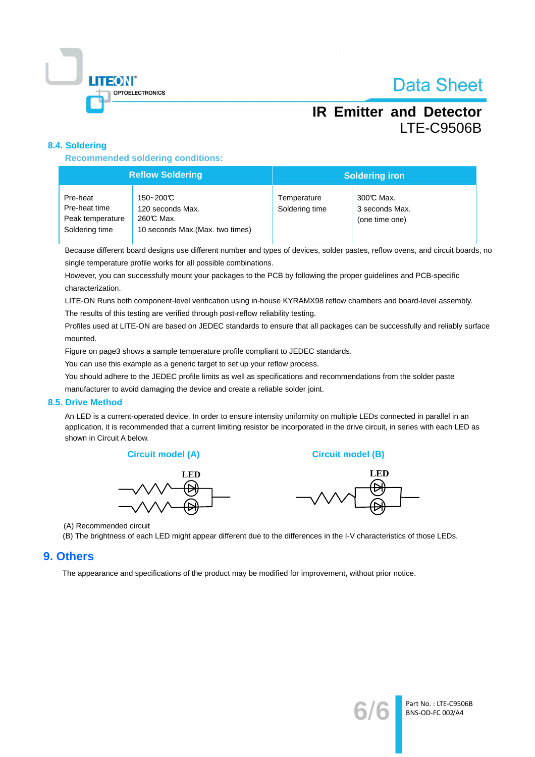### 8.4. Soldering

Recommended soldering conditions:

| Reflow Soldering | | Soldering iron | |
|---|---|---|---|
| Pre-heat<br>Pre-heat time<br>Peak temperature<br>Soldering time | 150~200℃<br>120 seconds Max.<br>260℃ Max.<br>10 seconds Max.(Max. two times) | Temperature<br>Soldering time | 300℃ Max.<br>3 seconds Max.<br>(one time one) |

Because different board designs use different number and types of devices, solder pastes, reflow ovens, and circuit boards, no single temperature profile works for all possible combinations.

However, you can successfully mount your packages to the PCB by following the proper guidelines and PCB-specific characterization.

LITE-ON Runs both component-level verification using in-house KYRAMX98 reflow chambers and board-level assembly. The results of this testing are verified through post-reflow reliability testing.

Profiles used at LITE-ON are based on JEDEC standards to ensure that all packages can be successfully and reliably surface mounted.

Figure on page3 shows a sample temperature profile compliant to JEDEC standards.

You can use this example as a generic target to set up your reflow process.

You should adhere to the JEDEC profile limits as well as specifications and recommendations from the solder paste manufacturer to avoid damaging the device and create a reliable solder joint.

### 8.5. Drive Method

An LED is a current-operated device. In order to ensure intensity uniformity on multiple LEDs connected in parallel in an application, it is recommended that a current limiting resistor be incorporated in the drive circuit, in series with each LED as shown in Circuit A below.

Circuit model (A)

LED

Circuit model (B)

LED

(A) Recommended circuit

(B) The brightness of each LED might appear different due to the differences in the I-V characteristics of those LEDs.

## 9. Others

The appearance and specifications of the product may be modified for improvement, without prior notice.